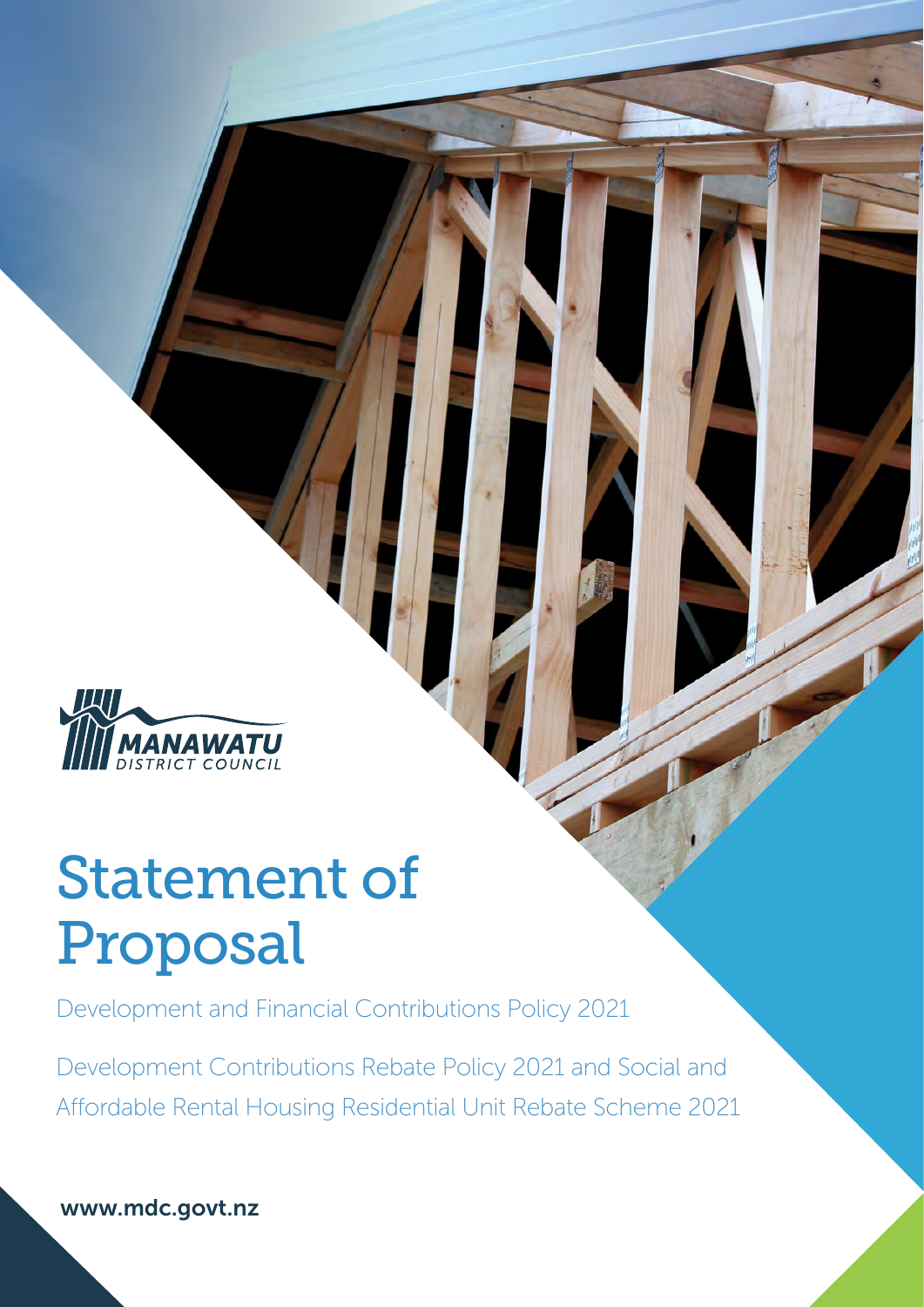MANAWATU DISTRICT COUNCIL

# Statement of Proposal

Development and Financial Contributions Policy 2021

Development Contributions Rebate Policy 2021 and Social and Affordable Rental Housing Residential Unit Rebate Scheme 2021

www.mdc.govt.nz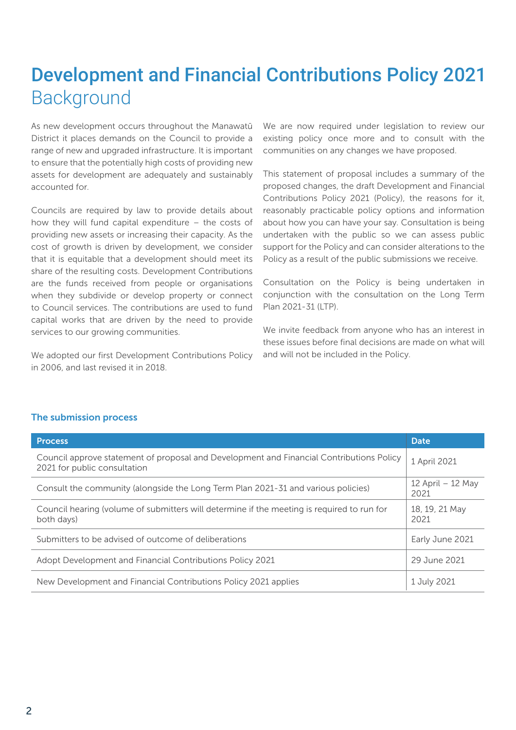# Development and Financial Contributions Policy 2021

## Background

As new development occurs throughout the Manawatū District it places demands on the Council to provide a range of new and upgraded infrastructure. It is important to ensure that the potentially high costs of providing new assets for development are adequately and sustainably accounted for.

Councils are required by law to provide details about how they will fund capital expenditure – the costs of providing new assets or increasing their capacity. As the cost of growth is driven by development, we consider that it is equitable that a development should meet its share of the resulting costs. Development Contributions are the funds received from people or organisations when they subdivide or develop property or connect to Council services. The contributions are used to fund capital works that are driven by the need to provide services to our growing communities.

We adopted our first Development Contributions Policy in 2006, and last revised it in 2018.

We are now required under legislation to review our existing policy once more and to consult with the communities on any changes we have proposed.

This statement of proposal includes a summary of the proposed changes, the draft Development and Financial Contributions Policy 2021 (Policy), the reasons for it, reasonably practicable policy options and information about how you can have your say. Consultation is being undertaken with the public so we can assess public support for the Policy and can consider alterations to the Policy as a result of the public submissions we receive.

Consultation on the Policy is being undertaken in conjunction with the consultation on the Long Term Plan 2021-31 (LTP).

We invite feedback from anyone who has an interest in these issues before final decisions are made on what will and will not be included in the Policy.

### The submission process

| Process | Date |
|---|---|
| Council approve statement of proposal and Development and Financial Contributions Policy 2021 for public consultation | 1 April 2021 |
| Consult the community (alongside the Long Term Plan 2021-31 and various policies) | 12 April – 12 May 2021 |
| Council hearing (volume of submitters will determine if the meeting is required to run for both days) | 18, 19, 21 May 2021 |
| Submitters to be advised of outcome of deliberations | Early June 2021 |
| Adopt Development and Financial Contributions Policy 2021 | 29 June 2021 |
| New Development and Financial Contributions Policy 2021 applies | 1 July 2021 |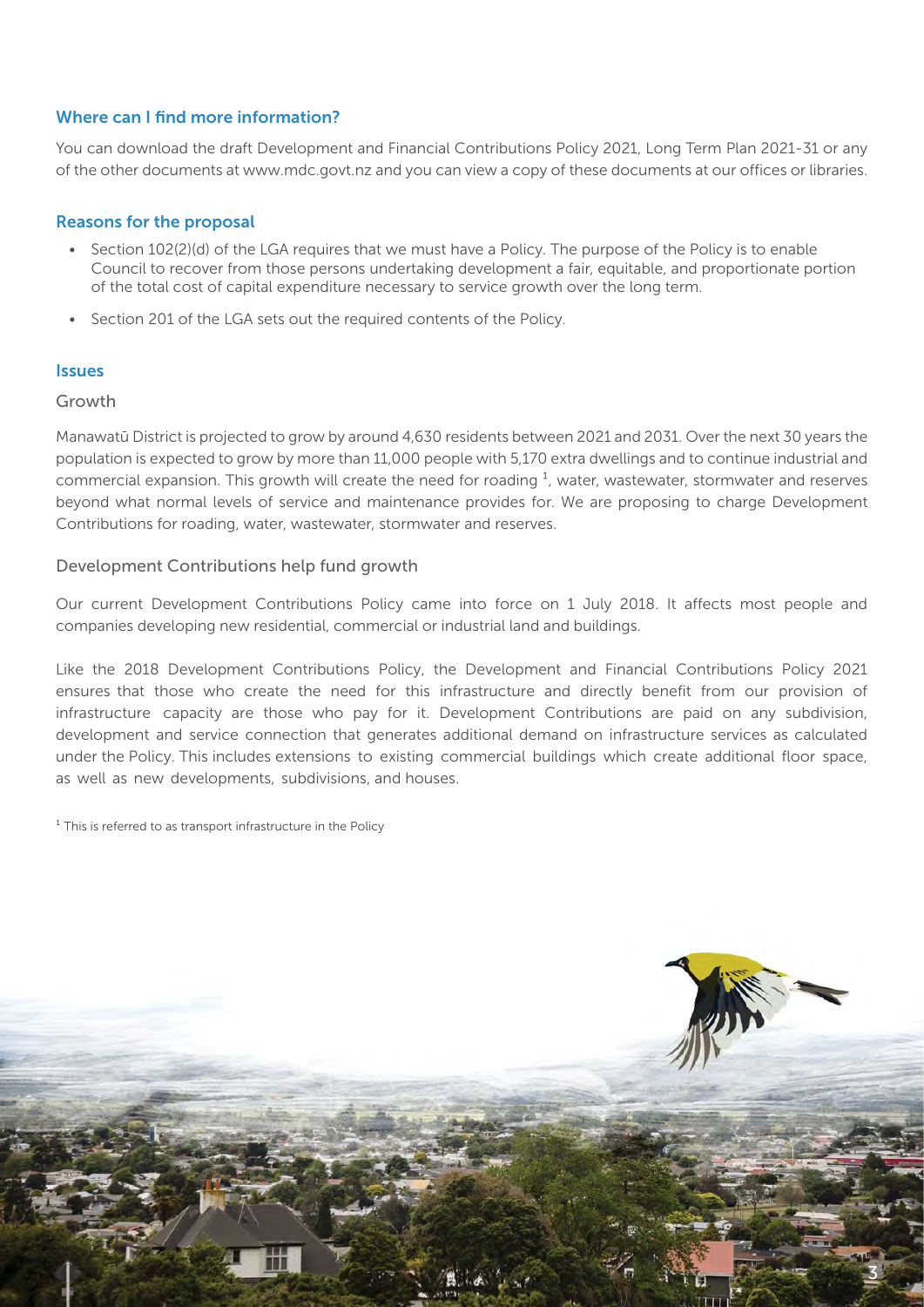## Where can I find more information?

You can download the draft Development and Financial Contributions Policy 2021, Long Term Plan 2021-31 or any of the other documents at www.mdc.govt.nz and you can view a copy of these documents at our offices or libraries.

## Reasons for the proposal

- Section 102(2)(d) of the LGA requires that we must have a Policy. The purpose of the Policy is to enable Council to recover from those persons undertaking development a fair, equitable, and proportionate portion of the total cost of capital expenditure necessary to service growth over the long term.
- Section 201 of the LGA sets out the required contents of the Policy.

## Issues

### Growth

Manawatū District is projected to grow by around 4,630 residents between 2021 and 2031. Over the next 30 years the population is expected to grow by more than 11,000 people with 5,170 extra dwellings and to continue industrial and commercial expansion. This growth will create the need for roading [1], water, wastewater, stormwater and reserves beyond what normal levels of service and maintenance provides for. We are proposing to charge Development Contributions for roading, water, wastewater, stormwater and reserves.

### Development Contributions help fund growth

Our current Development Contributions Policy came into force on 1 July 2018. It affects most people and companies developing new residential, commercial or industrial land and buildings.

Like the 2018 Development Contributions Policy, the Development and Financial Contributions Policy 2021 ensures that those who create the need for this infrastructure and directly benefit from our provision of infrastructure capacity are those who pay for it. Development Contributions are paid on any subdivision, development and service connection that generates additional demand on infrastructure services as calculated under the Policy. This includes extensions to existing commercial buildings which create additional floor space, as well as new developments, subdivisions, and houses.

[1] This is referred to as transport infrastructure in the Policy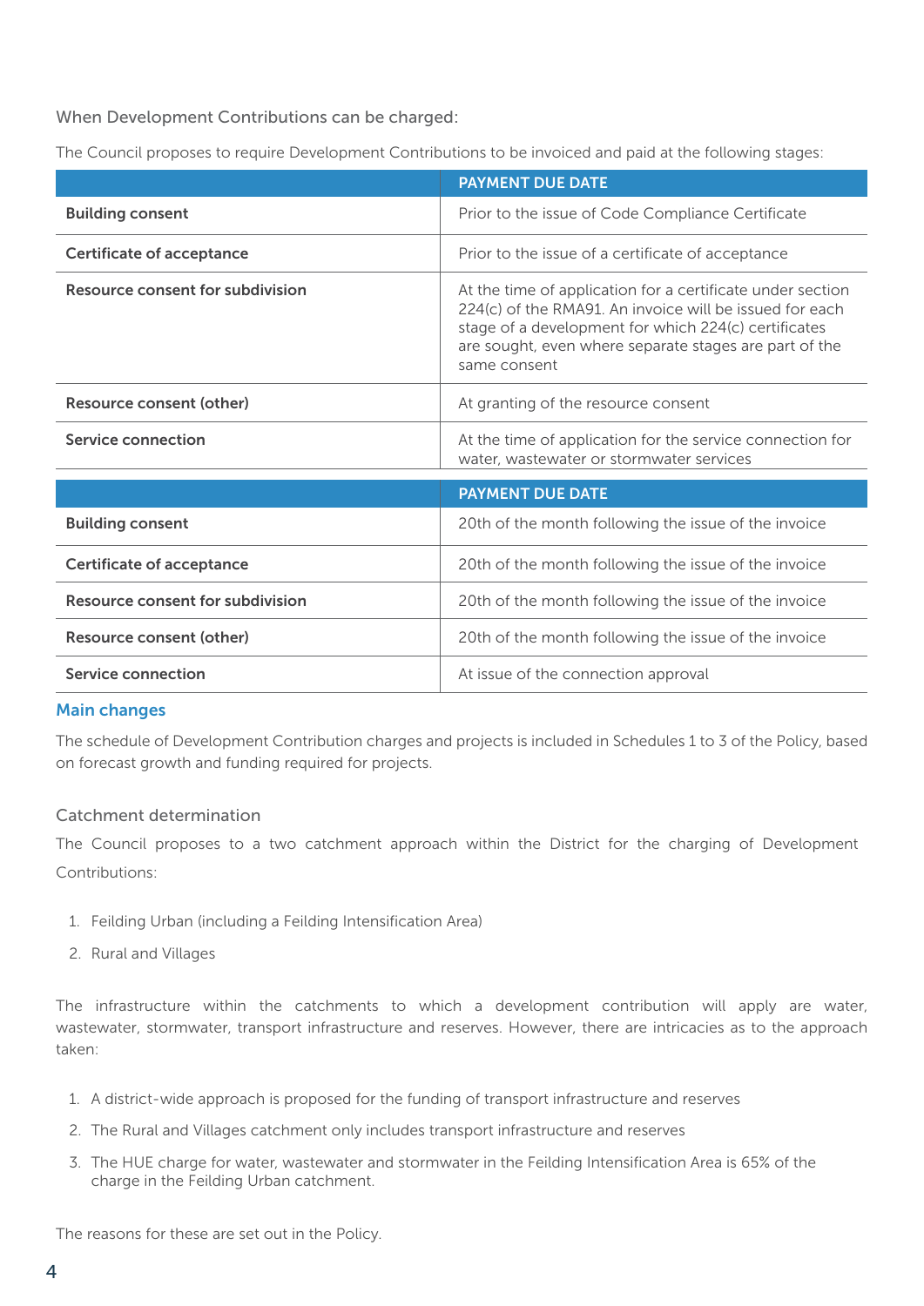When Development Contributions can be charged:

The Council proposes to require Development Contributions to be invoiced and paid at the following stages:

| | PAYMENT DUE DATE |
|---|---|
| **Building consent** | Prior to the issue of Code Compliance Certificate |
| **Certificate of acceptance** | Prior to the issue of a certificate of acceptance |
| **Resource consent for subdivision** | At the time of application for a certificate under section 224(c) of the RMA91. An invoice will be issued for each stage of a development for which 224(c) certificates are sought, even where separate stages are part of the same consent |
| **Resource consent (other)** | At granting of the resource consent |
| **Service connection** | At the time of application for the service connection for water, wastewater or stormwater services |

| | PAYMENT DUE DATE |
|---|---|
| **Building consent** | 20th of the month following the issue of the invoice |
| **Certificate of acceptance** | 20th of the month following the issue of the invoice |
| **Resource consent for subdivision** | 20th of the month following the issue of the invoice |
| **Resource consent (other)** | 20th of the month following the issue of the invoice |
| **Service connection** | At issue of the connection approval |

## Main changes

The schedule of Development Contribution charges and projects is included in Schedules 1 to 3 of the Policy, based on forecast growth and funding required for projects.

### Catchment determination

The Council proposes to a two catchment approach within the District for the charging of Development Contributions:

1. Feilding Urban (including a Feilding Intensification Area)
2. Rural and Villages

The infrastructure within the catchments to which a development contribution will apply are water, wastewater, stormwater, transport infrastructure and reserves. However, there are intricacies as to the approach taken:

1. A district-wide approach is proposed for the funding of transport infrastructure and reserves
2. The Rural and Villages catchment only includes transport infrastructure and reserves
3. The HUE charge for water, wastewater and stormwater in the Feilding Intensification Area is 65% of the charge in the Feilding Urban catchment.

The reasons for these are set out in the Policy.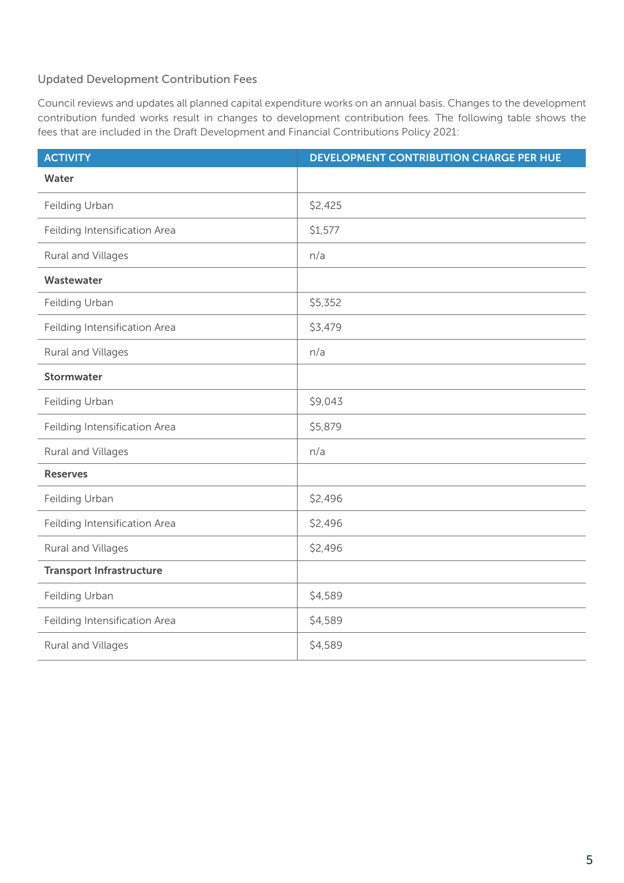## Updated Development Contribution Fees

Council reviews and updates all planned capital expenditure works on an annual basis. Changes to the development contribution funded works result in changes to development contribution fees. The following table shows the fees that are included in the Draft Development and Financial Contributions Policy 2021:

| ACTIVITY | DEVELOPMENT CONTRIBUTION CHARGE PER HUE |
|---|---|
| **Water** | |
| Feilding Urban | $2,425 |
| Feilding Intensification Area | $1,577 |
| Rural and Villages | n/a |
| **Wastewater** | |
| Feilding Urban | $5,352 |
| Feilding Intensification Area | $3,479 |
| Rural and Villages | n/a |
| **Stormwater** | |
| Feilding Urban | $9,043 |
| Feilding Intensification Area | $5,879 |
| Rural and Villages | n/a |
| **Reserves** | |
| Feilding Urban | $2,496 |
| Feilding Intensification Area | $2,496 |
| Rural and Villages | $2,496 |
| **Transport Infrastructure** | |
| Feilding Urban | $4,589 |
| Feilding Intensification Area | $4,589 |
| Rural and Villages | $4,589 |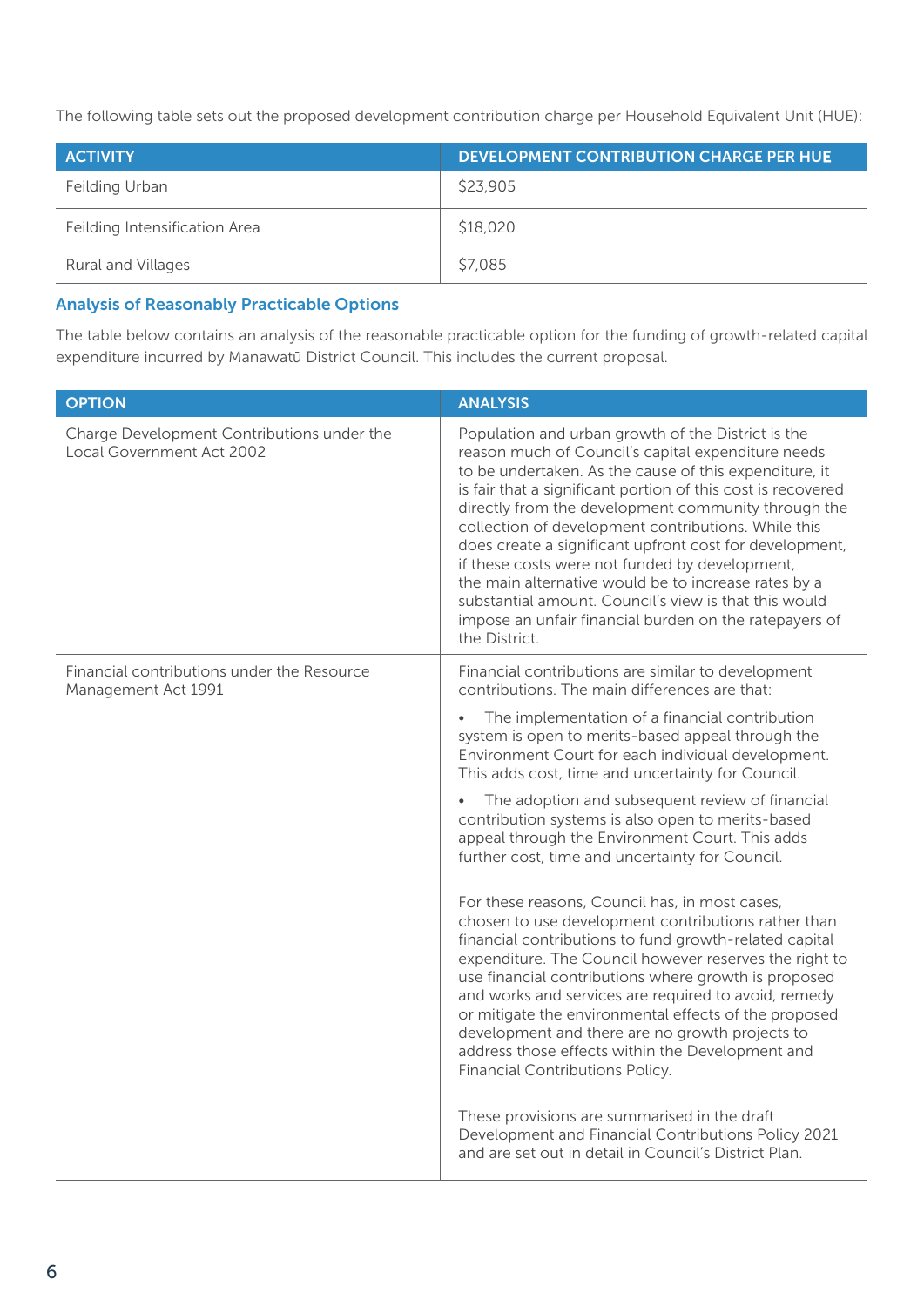The following table sets out the proposed development contribution charge per Household Equivalent Unit (HUE):

| ACTIVITY | DEVELOPMENT CONTRIBUTION CHARGE PER HUE |
| --- | --- |
| Feilding Urban | $23,905 |
| Feilding Intensification Area | $18,020 |
| Rural and Villages | $7,085 |

### Analysis of Reasonably Practicable Options

The table below contains an analysis of the reasonable practicable option for the funding of growth-related capital expenditure incurred by Manawatū District Council. This includes the current proposal.

| OPTION | ANALYSIS |
| --- | --- |
| Charge Development Contributions under the Local Government Act 2002 | Population and urban growth of the District is the reason much of Council's capital expenditure needs to be undertaken. As the cause of this expenditure, it is fair that a significant portion of this cost is recovered directly from the development community through the collection of development contributions. While this does create a significant upfront cost for development, if these costs were not funded by development, the main alternative would be to increase rates by a substantial amount. Council's view is that this would impose an unfair financial burden on the ratepayers of the District. |
| Financial contributions under the Resource Management Act 1991 | Financial contributions are similar to development contributions. The main differences are that:<br>• The implementation of a financial contribution system is open to merits-based appeal through the Environment Court for each individual development. This adds cost, time and uncertainty for Council.<br>• The adoption and subsequent review of financial contribution systems is also open to merits-based appeal through the Environment Court. This adds further cost, time and uncertainty for Council.<br><br>For these reasons, Council has, in most cases, chosen to use development contributions rather than financial contributions to fund growth-related capital expenditure. The Council however reserves the right to use financial contributions where growth is proposed and works and services are required to avoid, remedy or mitigate the environmental effects of the proposed development and there are no growth projects to address those effects within the Development and Financial Contributions Policy.<br><br>These provisions are summarised in the draft Development and Financial Contributions Policy 2021 and are set out in detail in Council's District Plan. |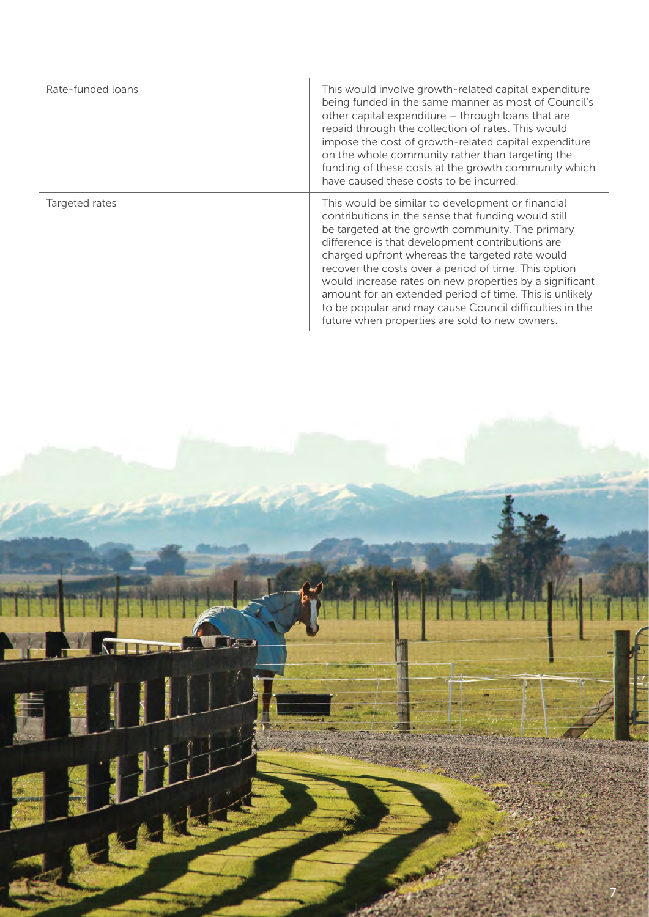| | |
|---|---|
| Rate-funded loans | This would involve growth-related capital expenditure being funded in the same manner as most of Council's other capital expenditure – through loans that are repaid through the collection of rates. This would impose the cost of growth-related capital expenditure on the whole community rather than targeting the funding of these costs at the growth community which have caused these costs to be incurred. |
| Targeted rates | This would be similar to development or financial contributions in the sense that funding would still be targeted at the growth community. The primary difference is that development contributions are charged upfront whereas the targeted rate would recover the costs over a period of time. This option would increase rates on new properties by a significant amount for an extended period of time. This is unlikely to be popular and may cause Council difficulties in the future when properties are sold to new owners. |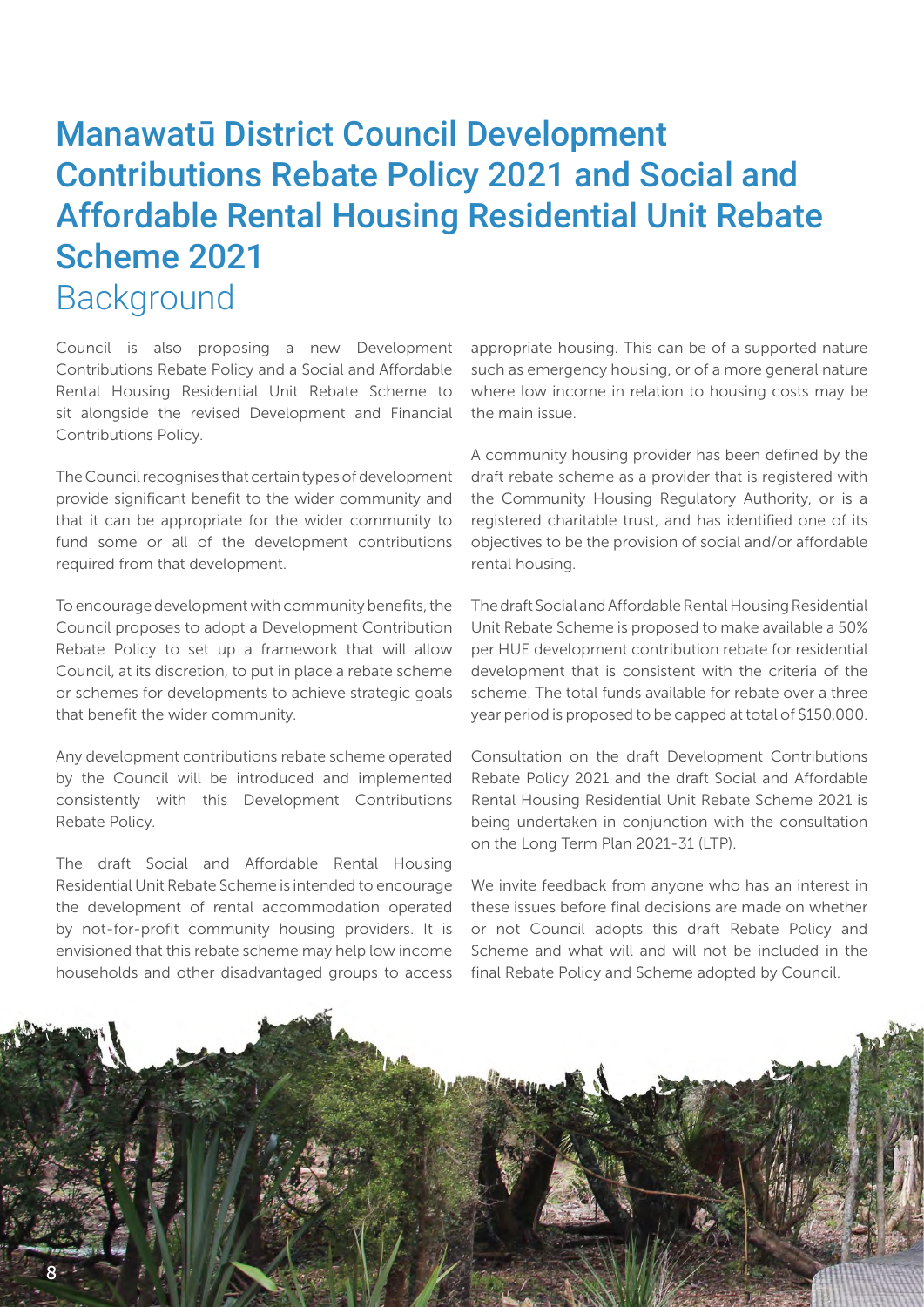# Manawatū District Council Development Contributions Rebate Policy 2021 and Social and Affordable Rental Housing Residential Unit Rebate Scheme 2021

## Background

Council is also proposing a new Development Contributions Rebate Policy and a Social and Affordable Rental Housing Residential Unit Rebate Scheme to sit alongside the revised Development and Financial Contributions Policy.

The Council recognises that certain types of development provide significant benefit to the wider community and that it can be appropriate for the wider community to fund some or all of the development contributions required from that development.

To encourage development with community benefits, the Council proposes to adopt a Development Contribution Rebate Policy to set up a framework that will allow Council, at its discretion, to put in place a rebate scheme or schemes for developments to achieve strategic goals that benefit the wider community.

Any development contributions rebate scheme operated by the Council will be introduced and implemented consistently with this Development Contributions Rebate Policy.

The draft Social and Affordable Rental Housing Residential Unit Rebate Scheme is intended to encourage the development of rental accommodation operated by not-for-profit community housing providers. It is envisioned that this rebate scheme may help low income households and other disadvantaged groups to access appropriate housing. This can be of a supported nature such as emergency housing, or of a more general nature where low income in relation to housing costs may be the main issue.

A community housing provider has been defined by the draft rebate scheme as a provider that is registered with the Community Housing Regulatory Authority, or is a registered charitable trust, and has identified one of its objectives to be the provision of social and/or affordable rental housing.

The draft Social and Affordable Rental Housing Residential Unit Rebate Scheme is proposed to make available a 50% per HUE development contribution rebate for residential development that is consistent with the criteria of the scheme. The total funds available for rebate over a three year period is proposed to be capped at total of $150,000.

Consultation on the draft Development Contributions Rebate Policy 2021 and the draft Social and Affordable Rental Housing Residential Unit Rebate Scheme 2021 is being undertaken in conjunction with the consultation on the Long Term Plan 2021-31 (LTP).

We invite feedback from anyone who has an interest in these issues before final decisions are made on whether or not Council adopts this draft Rebate Policy and Scheme and what will and will not be included in the final Rebate Policy and Scheme adopted by Council.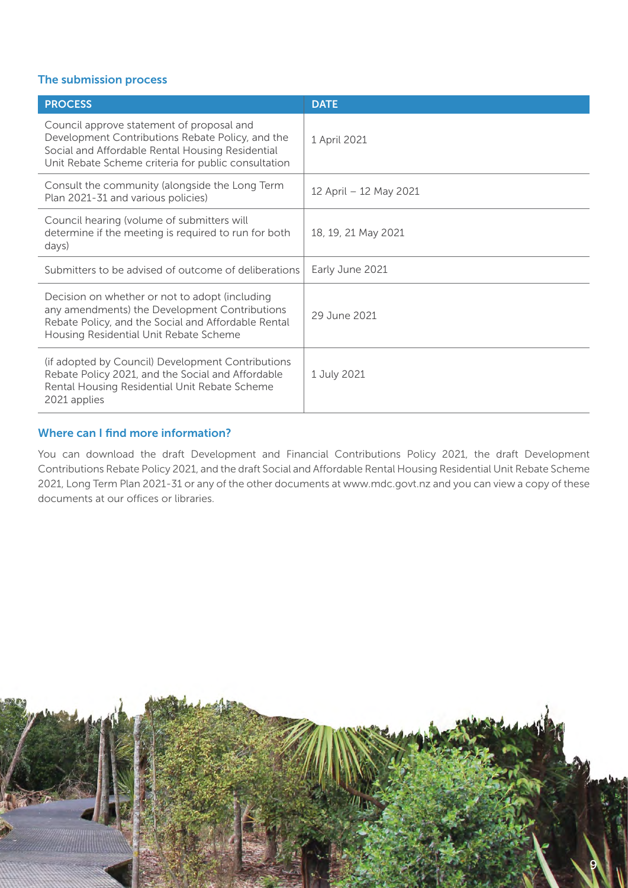### The submission process

| PROCESS | DATE |
| --- | --- |
| Council approve statement of proposal and Development Contributions Rebate Policy, and the Social and Affordable Rental Housing Residential Unit Rebate Scheme criteria for public consultation | 1 April 2021 |
| Consult the community (alongside the Long Term Plan 2021-31 and various policies) | 12 April – 12 May 2021 |
| Council hearing (volume of submitters will determine if the meeting is required to run for both days) | 18, 19, 21 May 2021 |
| Submitters to be advised of outcome of deliberations | Early June 2021 |
| Decision on whether or not to adopt (including any amendments) the Development Contributions Rebate Policy, and the Social and Affordable Rental Housing Residential Unit Rebate Scheme | 29 June 2021 |
| (if adopted by Council) Development Contributions Rebate Policy 2021, and the Social and Affordable Rental Housing Residential Unit Rebate Scheme 2021 applies | 1 July 2021 |

### Where can I find more information?

You can download the draft Development and Financial Contributions Policy 2021, the draft Development Contributions Rebate Policy 2021, and the draft Social and Affordable Rental Housing Residential Unit Rebate Scheme 2021, Long Term Plan 2021-31 or any of the other documents at www.mdc.govt.nz and you can view a copy of these documents at our offices or libraries.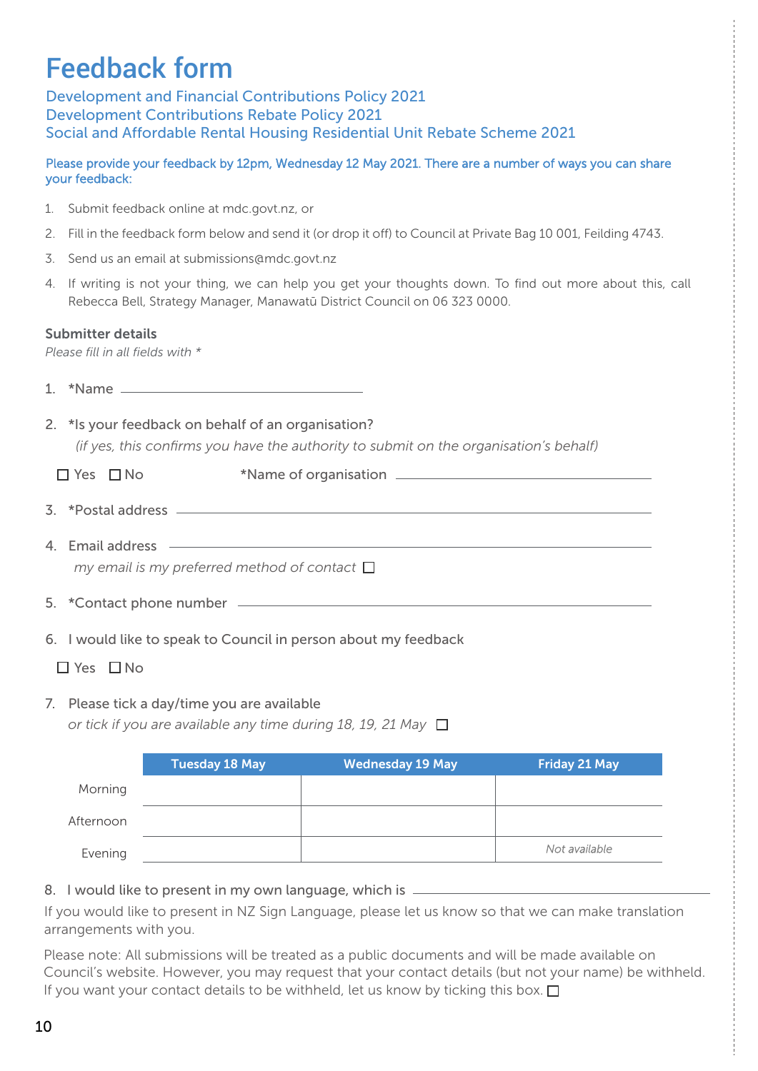# Feedback form

## Development and Financial Contributions Policy 2021
## Development Contributions Rebate Policy 2021
## Social and Affordable Rental Housing Residential Unit Rebate Scheme 2021

**Please provide your feedback by 12pm, Wednesday 12 May 2021. There are a number of ways you can share your feedback:**

1. Submit feedback online at mdc.govt.nz, or
2. Fill in the feedback form below and send it (or drop it off) to Council at Private Bag 10 001, Feilding 4743.
3. Send us an email at submissions@mdc.govt.nz
4. If writing is not your thing, we can help you get your thoughts down. To find out more about this, call Rebecca Bell, Strategy Manager, Manawatū District Council on 06 323 0000.

### Submitter details

*Please fill in all fields with **

1. *Name \_\_\_\_\_\_\_\_\_\_\_\_\_\_\_\_\_\_\_\_\_\_\_\_\_\_\_\_\_\_

2. *Is your feedback on behalf of an organisation?
   *(if yes, this confirms you have the authority to submit on the organisation's behalf)*

   ☐ Yes ☐ No *Name of organisation \_\_\_\_\_\_\_\_\_\_\_\_\_\_\_\_\_\_\_\_\_\_\_\_\_\_\_\_\_\_

3. *Postal address \_\_\_\_\_\_\_\_\_\_\_\_\_\_\_\_\_\_\_\_\_\_\_\_\_\_\_\_\_\_\_\_\_\_\_\_\_\_\_\_\_\_\_\_\_\_\_\_\_\_\_\_

4. Email address \_\_\_\_\_\_\_\_\_\_\_\_\_\_\_\_\_\_\_\_\_\_\_\_\_\_\_\_\_\_\_\_\_\_\_\_\_\_\_\_\_\_\_\_\_\_\_\_\_\_\_\_
   *my email is my preferred method of contact* ☐

5. *Contact phone number \_\_\_\_\_\_\_\_\_\_\_\_\_\_\_\_\_\_\_\_\_\_\_\_\_\_\_\_\_\_\_\_\_\_\_\_\_\_\_\_\_\_\_\_

6. I would like to speak to Council in person about my feedback

   ☐ Yes ☐ No

7. Please tick a day/time you are available
   *or tick if you are available any time during 18, 19, 21 May* ☐

| | Tuesday 18 May | Wednesday 19 May | Friday 21 May |
|---|---|---|---|
| Morning | | | |
| Afternoon | | | |
| Evening | | | *Not available* |

8. I would like to present in my own language, which is \_\_\_\_\_\_\_\_\_\_\_\_\_\_\_\_\_\_\_\_\_\_\_\_\_\_\_\_\_\_

If you would like to present in NZ Sign Language, please let us know so that we can make translation arrangements with you.

Please note: All submissions will be treated as a public documents and will be made available on Council's website. However, you may request that your contact details (but not your name) be withheld. If you want your contact details to be withheld, let us know by ticking this box. ☐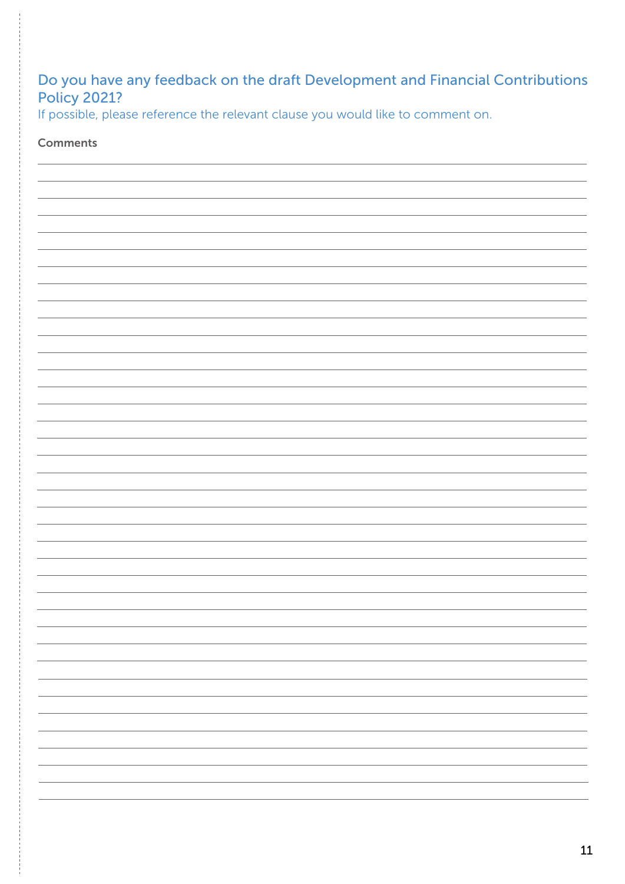## Do you have any feedback on the draft Development and Financial Contributions Policy 2021?

If possible, please reference the relevant clause you would like to comment on.

**Comments**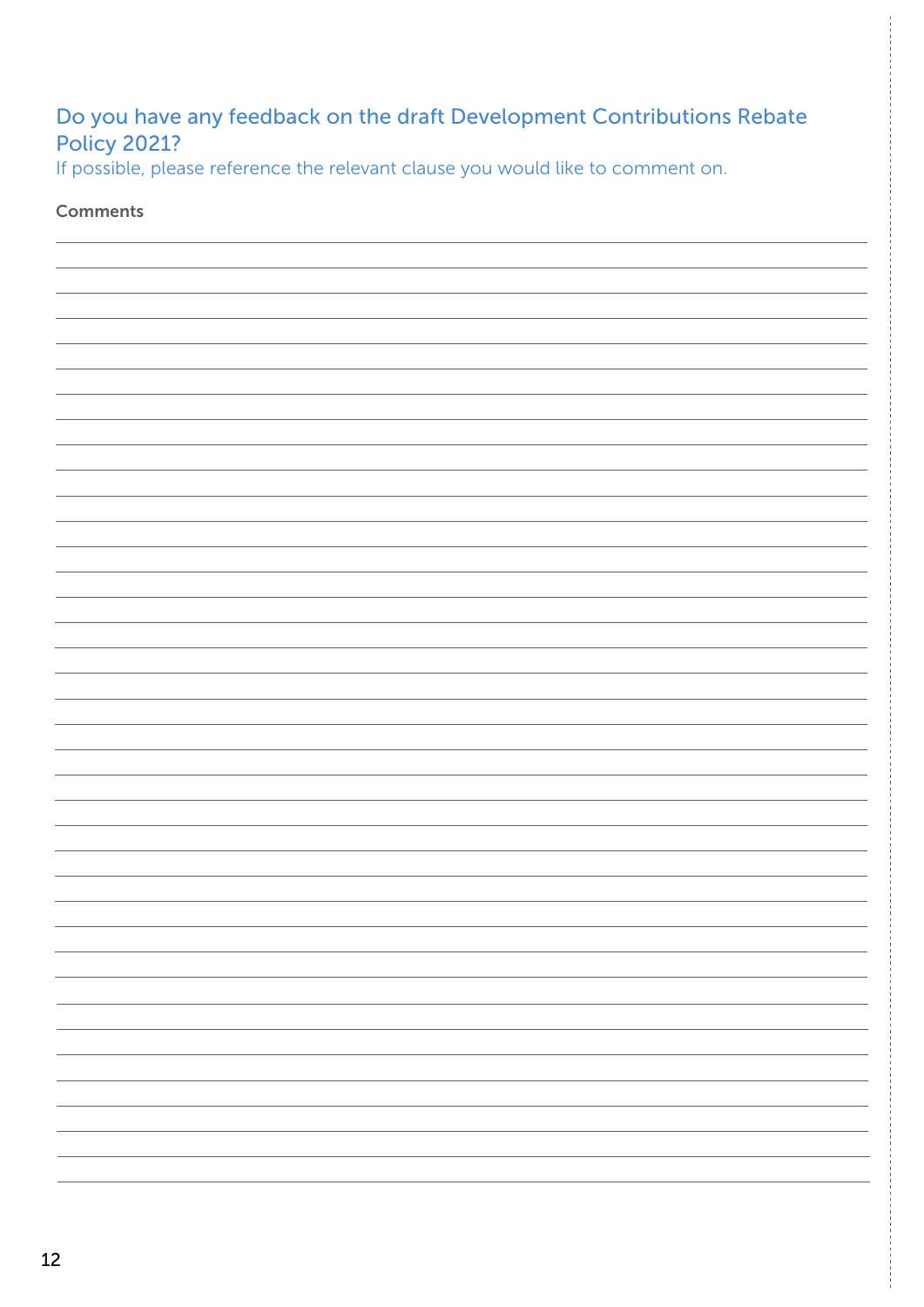## Do you have any feedback on the draft Development Contributions Rebate Policy 2021?

If possible, please reference the relevant clause you would like to comment on.

**Comments**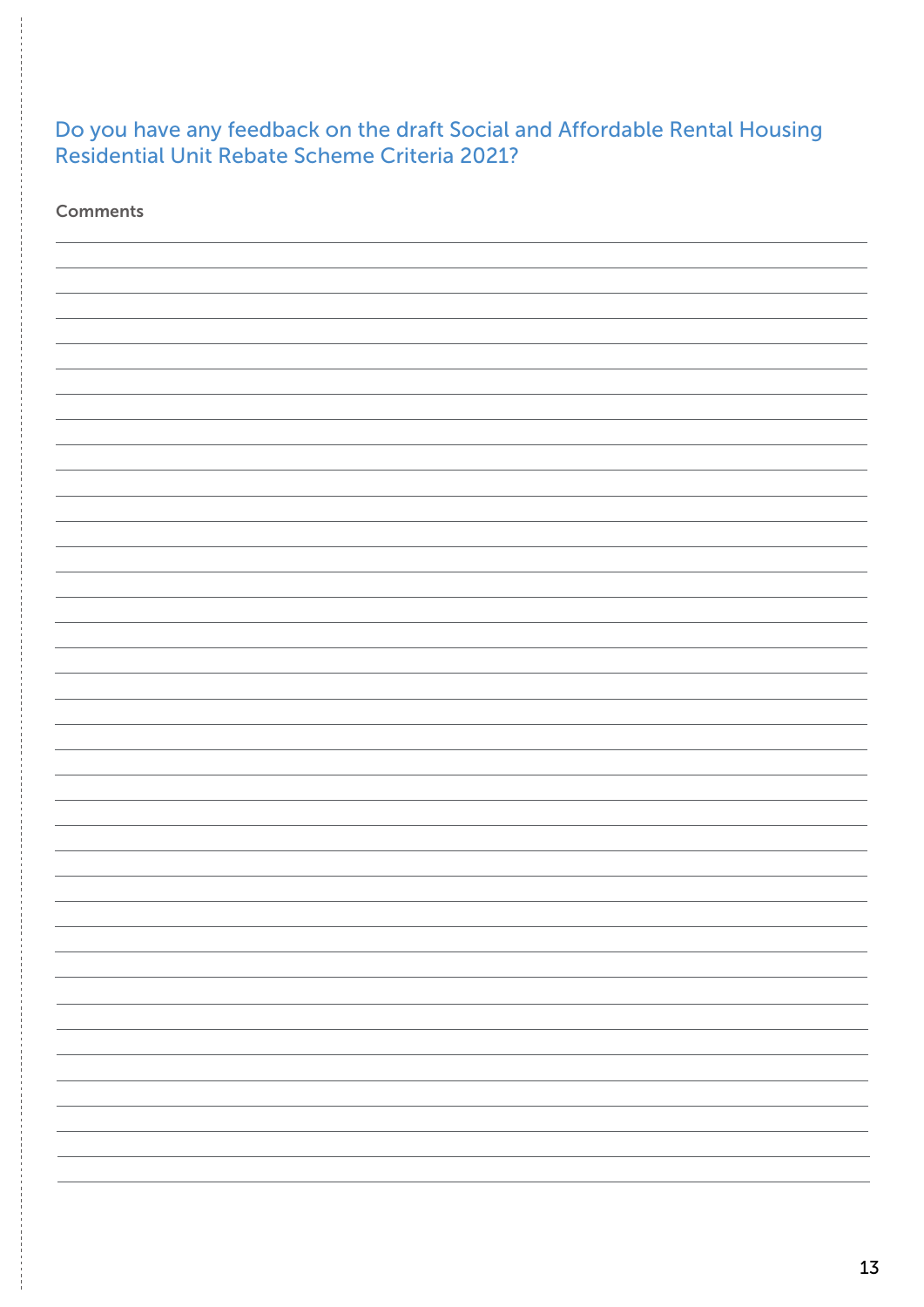## Do you have any feedback on the draft Social and Affordable Rental Housing Residential Unit Rebate Scheme Criteria 2021?

Comments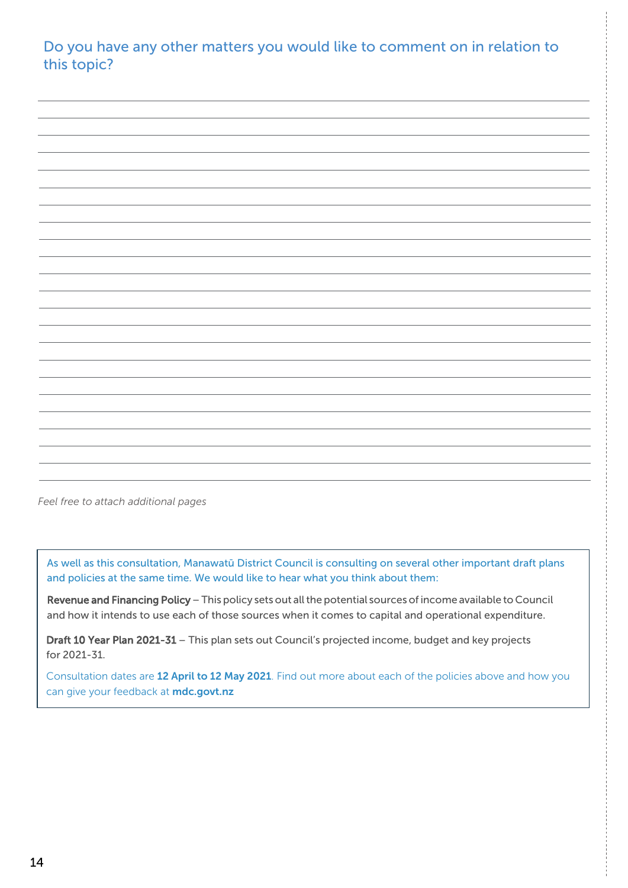## Do you have any other matters you would like to comment on in relation to this topic?

*Feel free to attach additional pages*

As well as this consultation, Manawatū District Council is consulting on several other important draft plans and policies at the same time. We would like to hear what you think about them:

**Revenue and Financing Policy** – This policy sets out all the potential sources of income available to Council and how it intends to use each of those sources when it comes to capital and operational expenditure.

**Draft 10 Year Plan 2021-31** – This plan sets out Council's projected income, budget and key projects for 2021-31.

Consultation dates are **12 April to 12 May 2021**. Find out more about each of the policies above and how you can give your feedback at **mdc.govt.nz**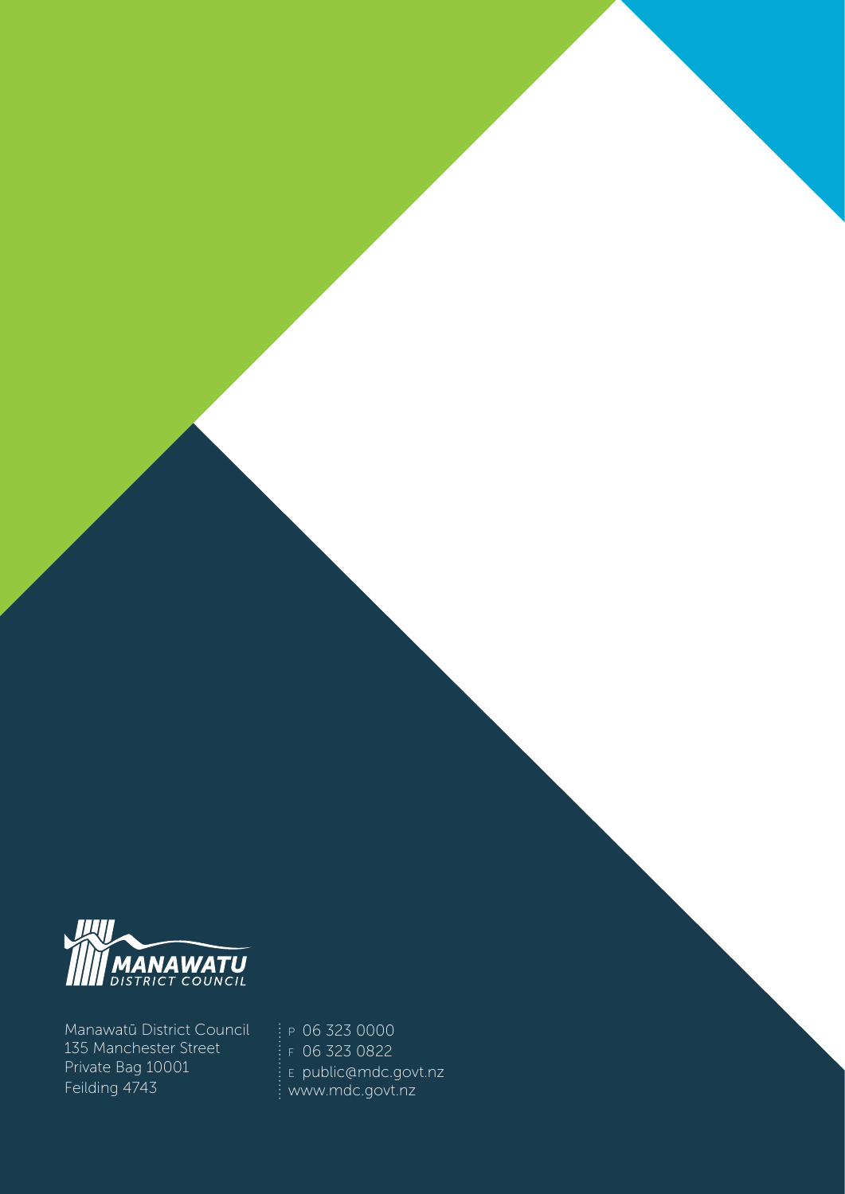MANAWATU DISTRICT COUNCIL

Manawatū District Council
135 Manchester Street
Private Bag 10001
Feilding 4743

P 06 323 0000
F 06 323 0822
E public@mdc.govt.nz
www.mdc.govt.nz